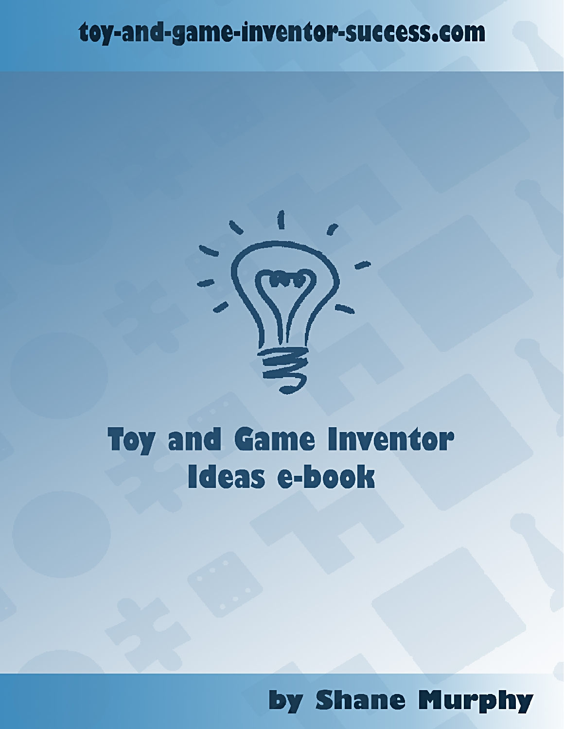toy-and-game-inventor-success.com

# Toy and Game Inventor Ideas e-book

by Shane Murphy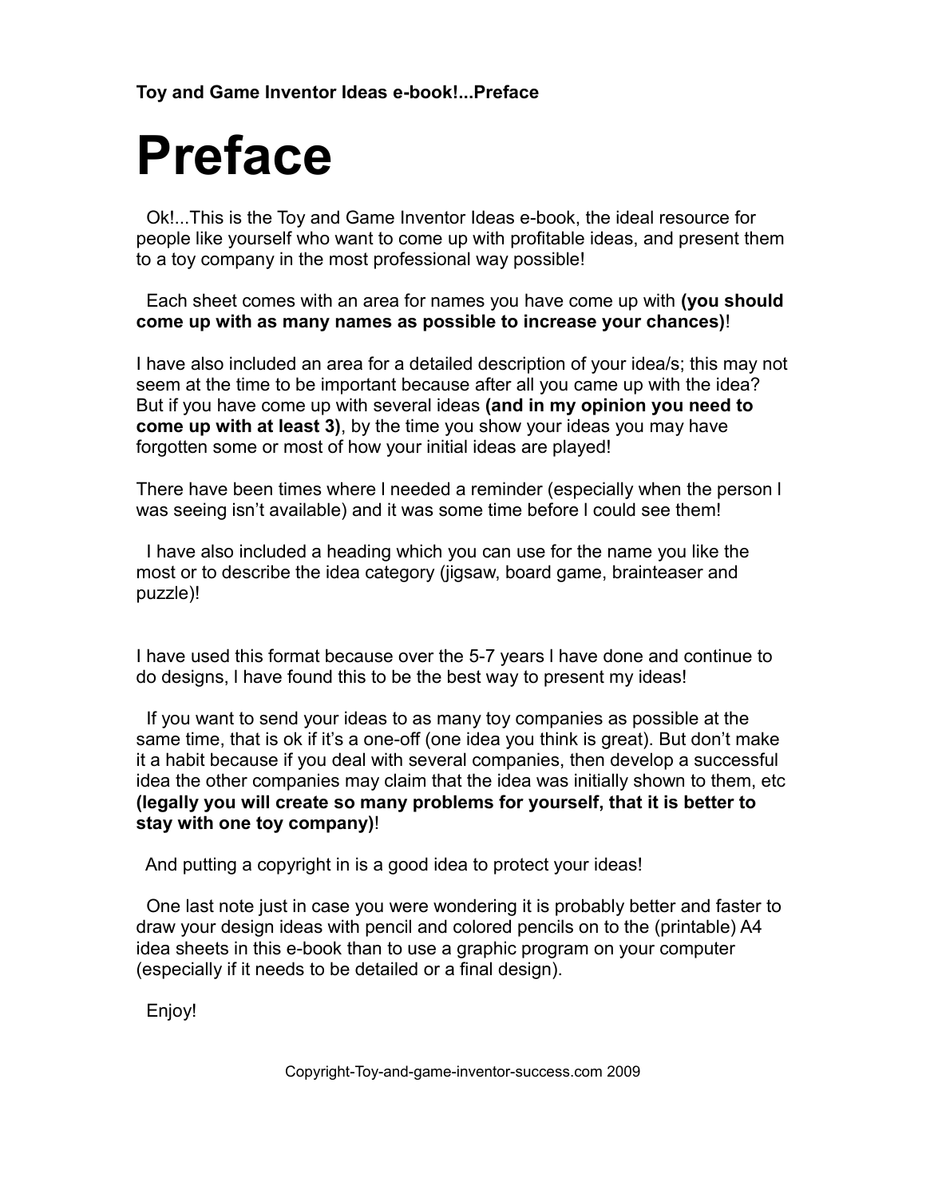# Preface

Ok!...This is the Toy and Game Inventor Ideas e-book, the ideal resource for people like yourself who want to come up with profitable ideas, and present them to a toy company in the most professional way possible!

Each sheet comes with an area for names you have come up with **(you should come up with as many names as possible to increase your chances)**!

I have also included an area for a detailed description of your idea/s; this may not seem at the time to be important because after all you came up with the idea? But if you have come up with several ideas **(and in my opinion you need to come up with at least 3)**, by the time you show your ideas you may have forgotten some or most of how your initial ideas are played!

There have been times where I needed a reminder (especially when the person I was seeing isn't available) and it was some time before I could see them!

I have also included a heading which you can use for the name you like the most or to describe the idea category (jigsaw, board game, brainteaser and puzzle)!

I have used this format because over the 5-7 years I have done and continue to do designs, I have found this to be the best way to present my ideas!

If you want to send your ideas to as many toy companies as possible at the same time, that is ok if it's a one-off (one idea you think is great). But don't make it a habit because if you deal with several companies, then develop a successful idea the other companies may claim that the idea was initially shown to them, etc **(legally you will create so many problems for yourself, that it is better to stay with one toy company)**!

And putting a copyright in is a good idea to protect your ideas!

One last note just in case you were wondering it is probably better and faster to draw your design ideas with pencil and colored pencils on to the (printable) A4 idea sheets in this e-book than to use a graphic program on your computer (especially if it needs to be detailed or a final design).

Enjoy!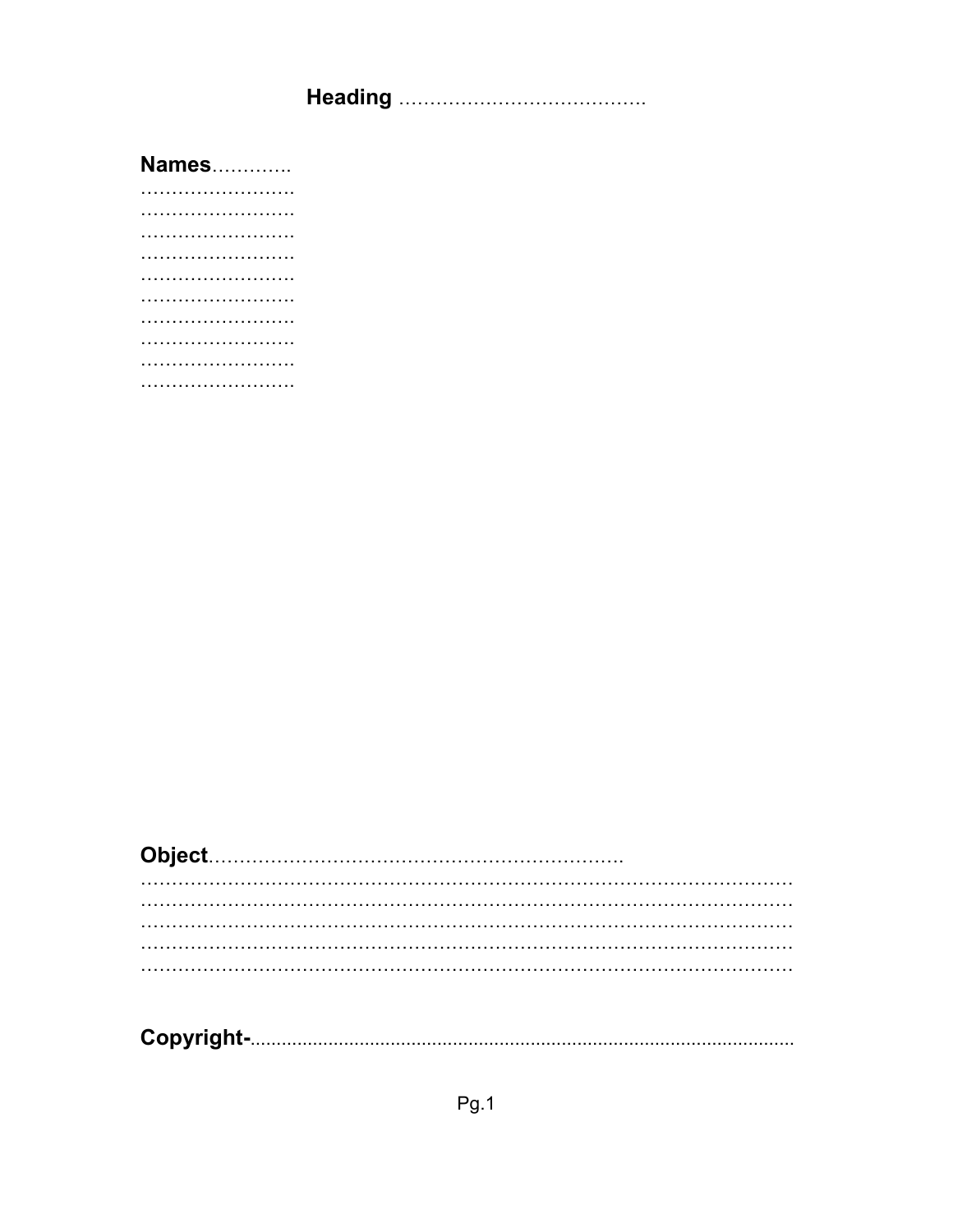**Heading** ………………………………….

**Names**………….
…………………….
…………………….
…………………….
…………………….
…………………….
…………………….
…………………….
…………………….
…………………….
…………………….

**Object**………………………………………………………….
…………………………………………………………………………………………
…………………………………………………………………………………………
…………………………………………………………………………………………
…………………………………………………………………………………………
…………………………………………………………………………………………

**Copyright-**........................................................................................................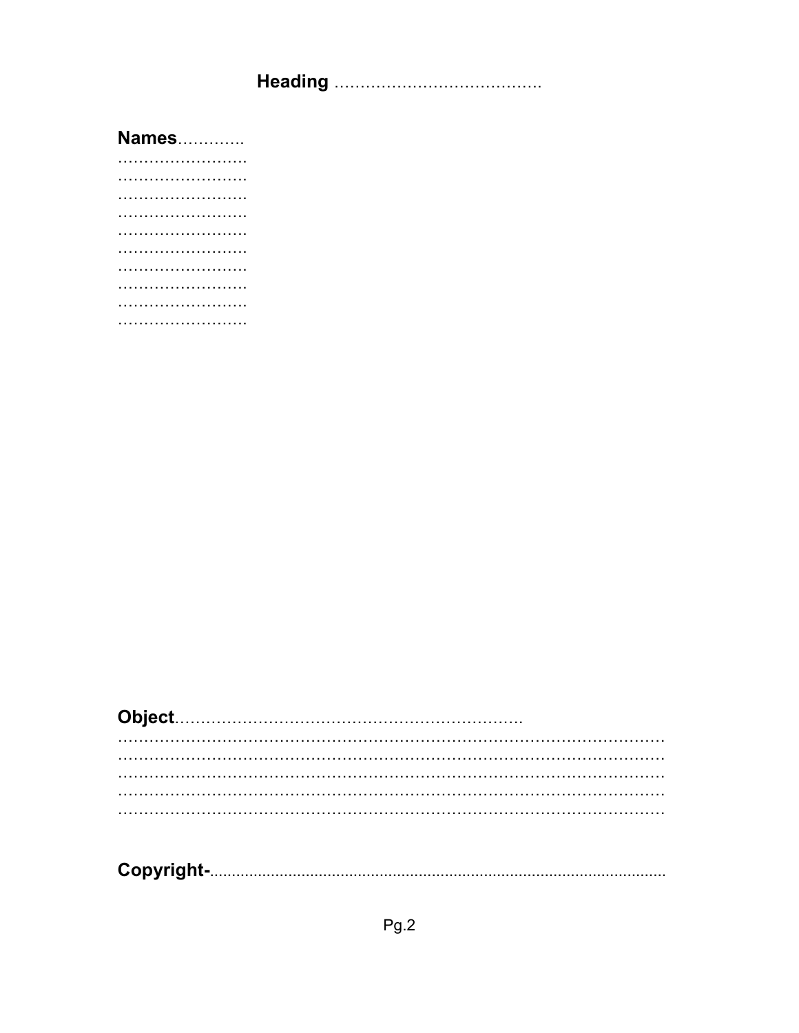**Heading** ………………………………….

**Names**………….
…………………….
…………………….
…………………….
…………………….
…………………….
…………………….
…………………….
…………………….
…………………….
…………………….

**Object**…………………………………………………………
…………………………………………………………………………………………
…………………………………………………………………………………………
…………………………………………………………………………………………
…………………………………………………………………………………………
…………………………………………………………………………………………

**Copyright-**..........................................................................................................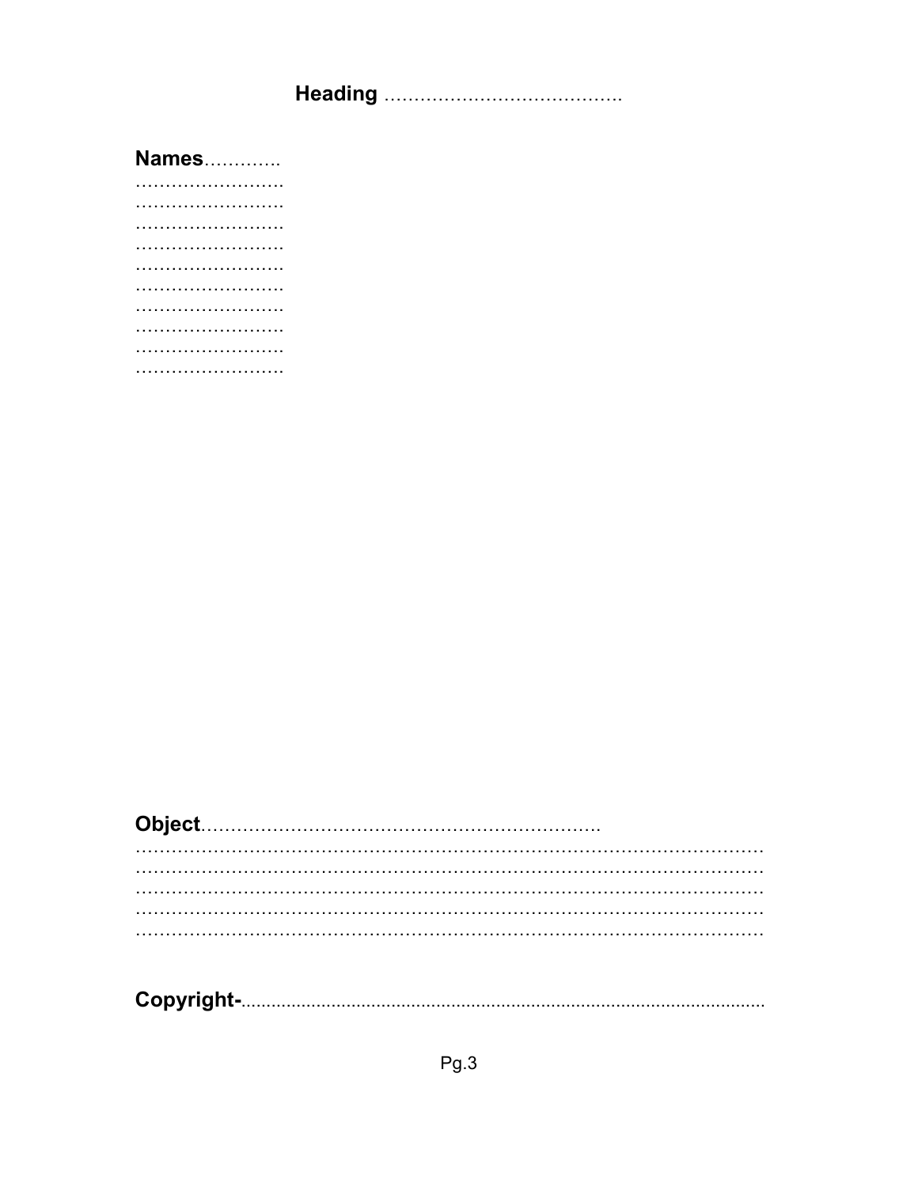**Heading** ………………………………….

**Names**………….
…………………….
…………………….
…………………….
…………………….
…………………….
…………………….
…………………….
…………………….
…………………….
…………………….

**Object**………………………………………………………….
…………………………………………………………………………………………
…………………………………………………………………………………………
…………………………………………………………………………………………
…………………………………………………………………………………………
…………………………………………………………………………………………

**Copyright-**............................................................................................................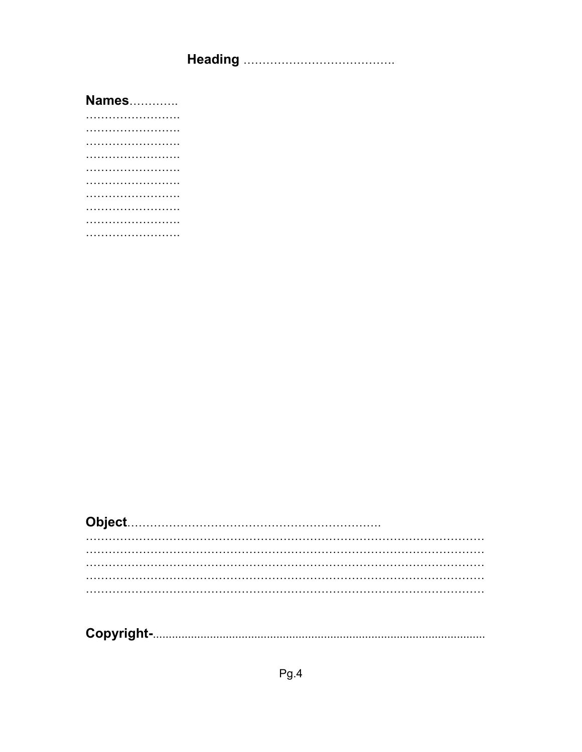**Heading** ………………………………….

**Names**………….
……………………
……………………
……………………
……………………
……………………
……………………
……………………
……………………
……………………
……………………

**Object**…………………………………………………………
………………………………………………………………………………………
………………………………………………………………………………………
………………………………………………………………………………………
………………………………………………………………………………………
………………………………………………………………………………………

**Copyright-**..........................................................................................................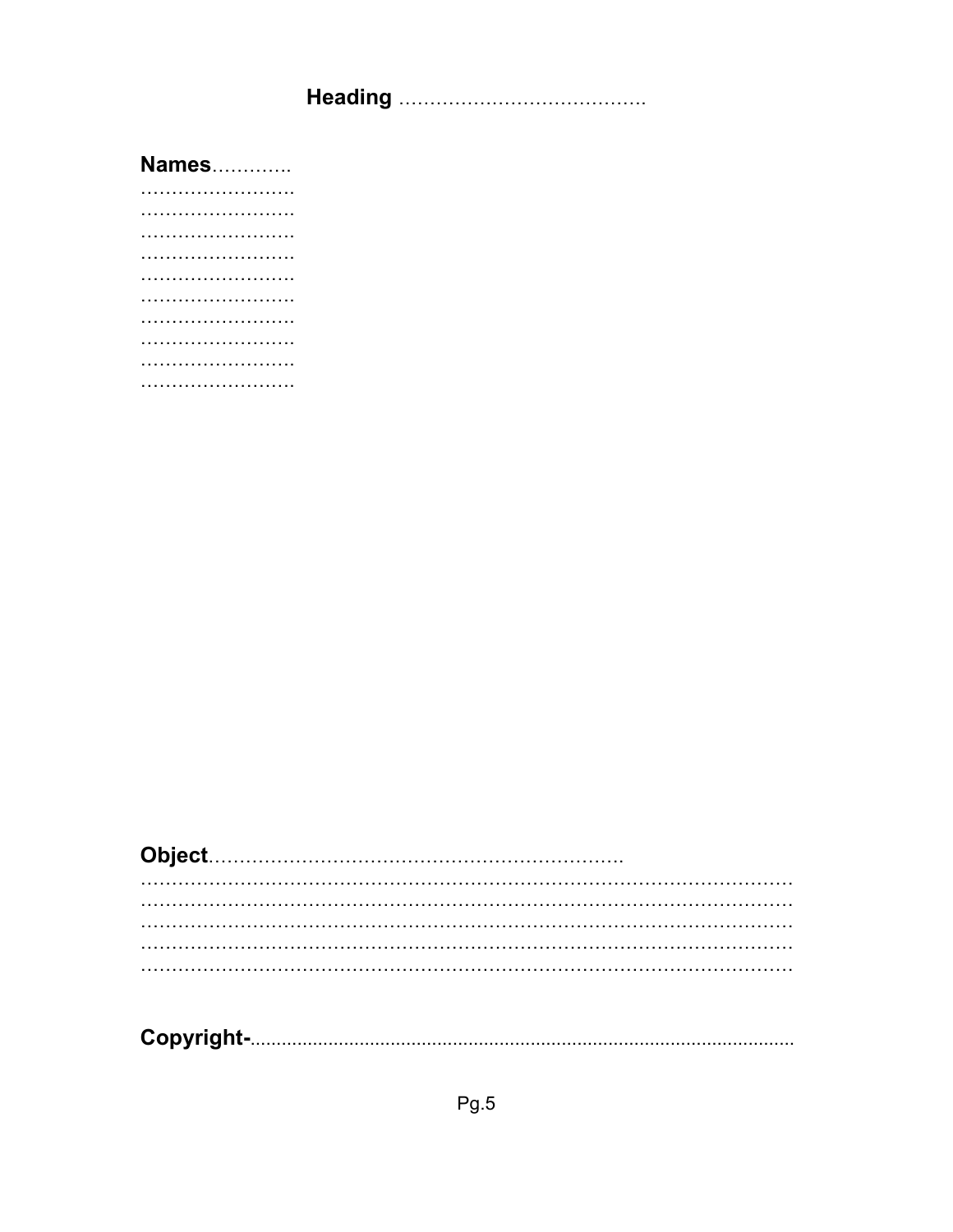**Heading** ………………………………….

**Names**………….
……………………
……………………
……………………
……………………
……………………
……………………
……………………
……………………
……………………
……………………

**Object**…………………………………………………………
…………………………………………………………………………………………
…………………………………………………………………………………………
…………………………………………………………………………………………
…………………………………………………………………………………………
…………………………………………………………………………………………

**Copyright-**........................................................................................................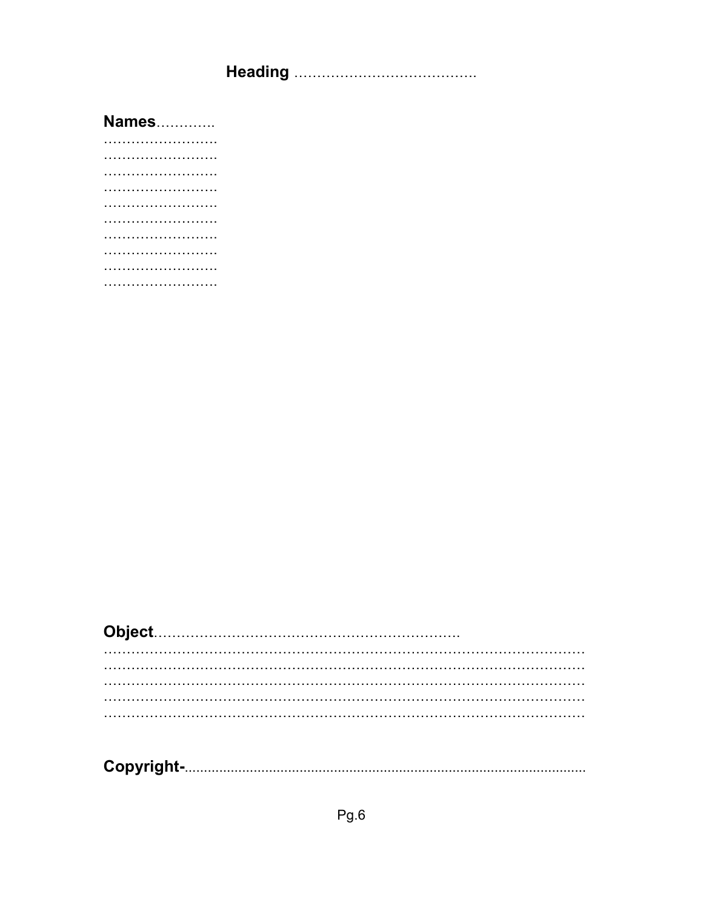**Heading** ………………………………….

**Names**………….
……………………
……………………
……………………
……………………
……………………
……………………
……………………
……………………
……………………
……………………

**Object**…………………………………………………………
……………………………………………………………………………………
……………………………………………………………………………………
……………………………………………………………………………………
……………………………………………………………………………………
……………………………………………………………………………………

**Copyright-**..........................................................................................................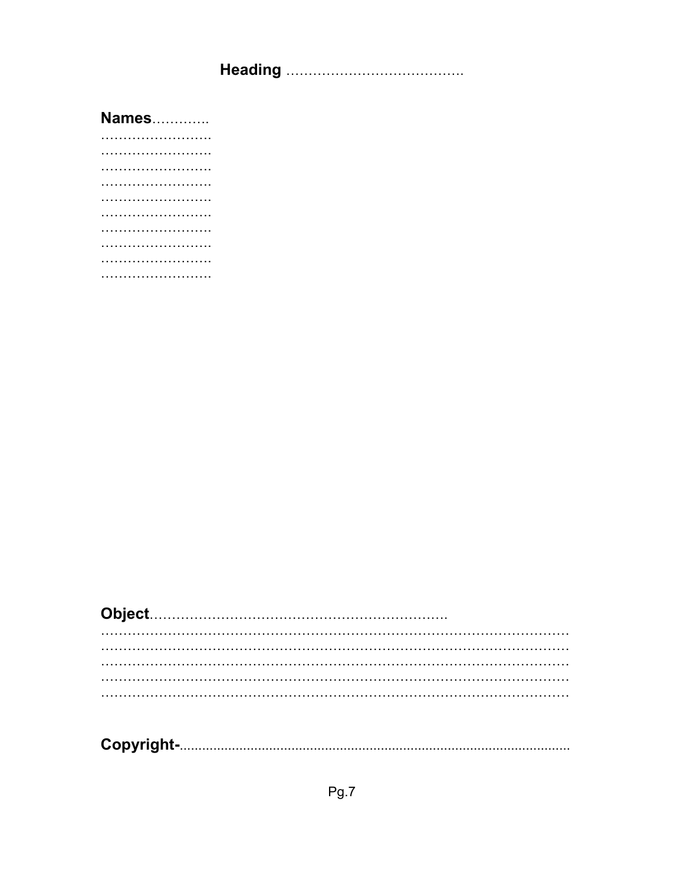**Heading** …………………………………..

**Names**………….
……………………
……………………
……………………
……………………
……………………
……………………
……………………
……………………
……………………
……………………

**Object**…………………………………………………………
……………………………………………………………………………………
……………………………………………………………………………………
……………………………………………………………………………………
……………………………………………………………………………………
……………………………………………………………………………………

**Copyright-**...........................................................................................................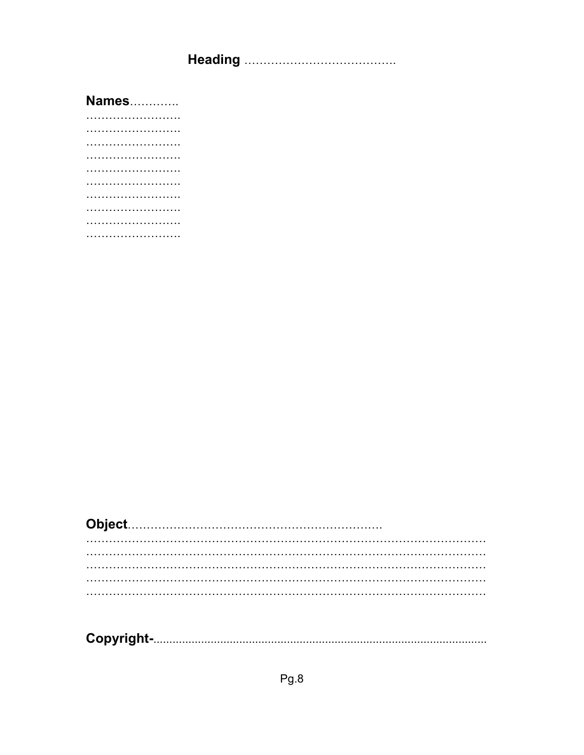**Heading** ………………………………….

**Names**………….
…………………….
…………………….
…………………….
…………………….
…………………….
…………………….
…………………….
…………………….
…………………….
…………………….

**Object**…………………………………………………………
……………………………………………………………………………………
……………………………………………………………………………………
……………………………………………………………………………………
……………………………………………………………………………………
……………………………………………………………………………………

**Copyright-**..........................................................................................................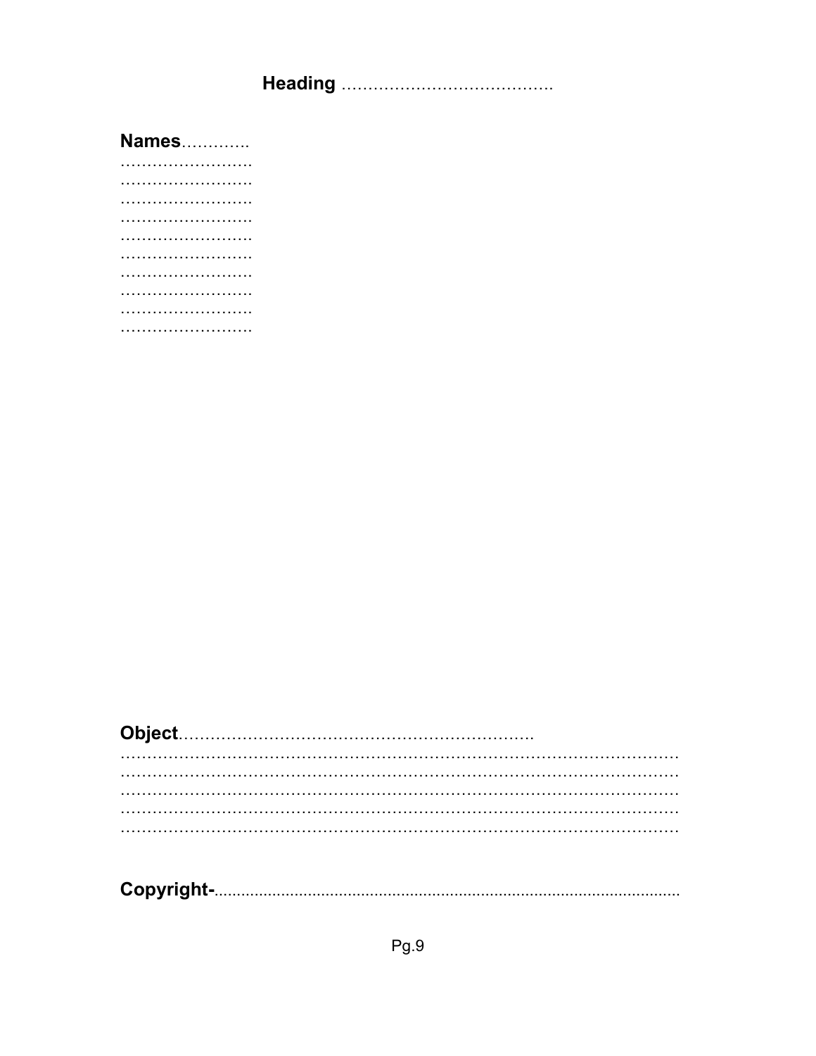**Heading** ………………………………….

**Names**………….
…………………….
…………………….
…………………….
…………………….
…………………….
…………………….
…………………….
…………………….
…………………….
…………………….

**Object**………………………………………………………….
………………………………………………………………………………………
………………………………………………………………………………………
………………………………………………………………………………………
………………………………………………………………………………………
………………………………………………………………………………………

**Copyright-**........................................................................................................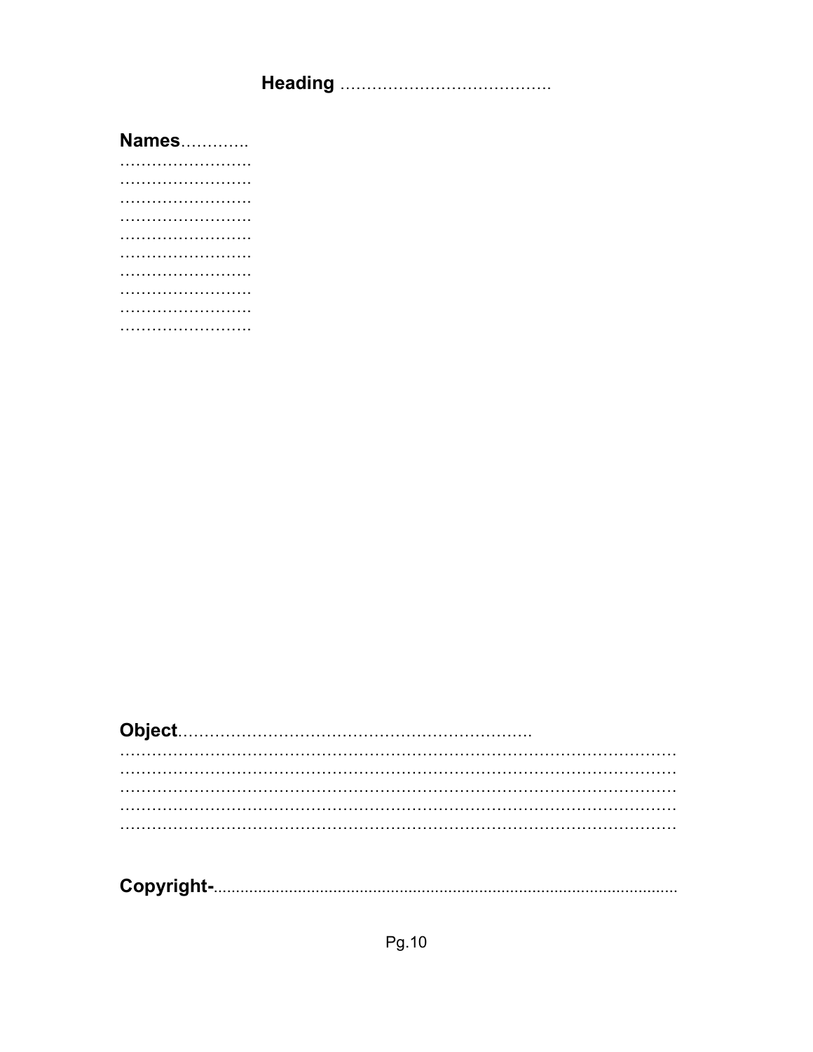**Heading** …………………………………

**Names**………….
……………………
……………………
……………………
……………………
……………………
……………………
……………………
……………………
……………………
……………………

**Object**…………………………………………………………
………………………………………………………………………………………
………………………………………………………………………………………
………………………………………………………………………………………
………………………………………………………………………………………
………………………………………………………………………………………

**Copyright-**.........................................................................................................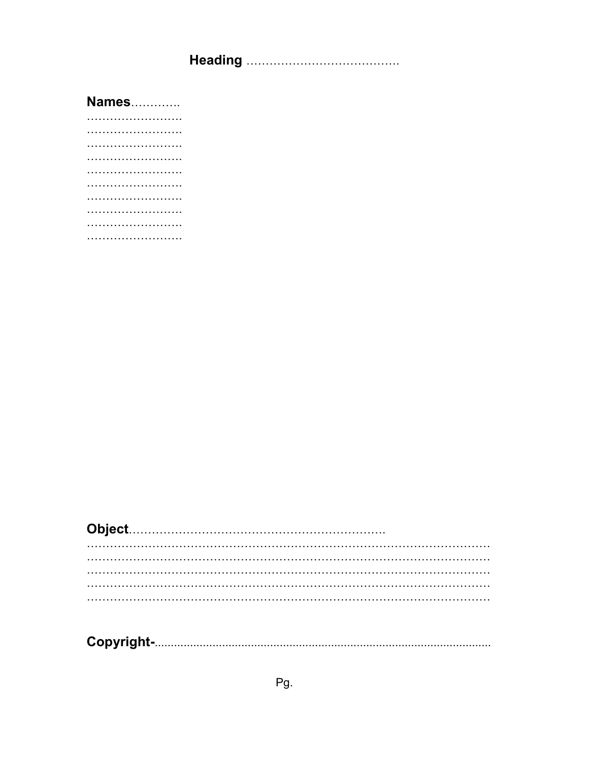**Heading** ………………………………….

**Names**………….
…………………….
…………………….
…………………….
…………………….
…………………….
…………………….
…………………….
…………………….
…………………….
…………………….

**Object**…………………………………………………………
……………………………………………………………………………………
……………………………………………………………………………………
……………………………………………………………………………………
……………………………………………………………………………………
……………………………………………………………………………………

**Copyright-**..........................................................................................................

Pg.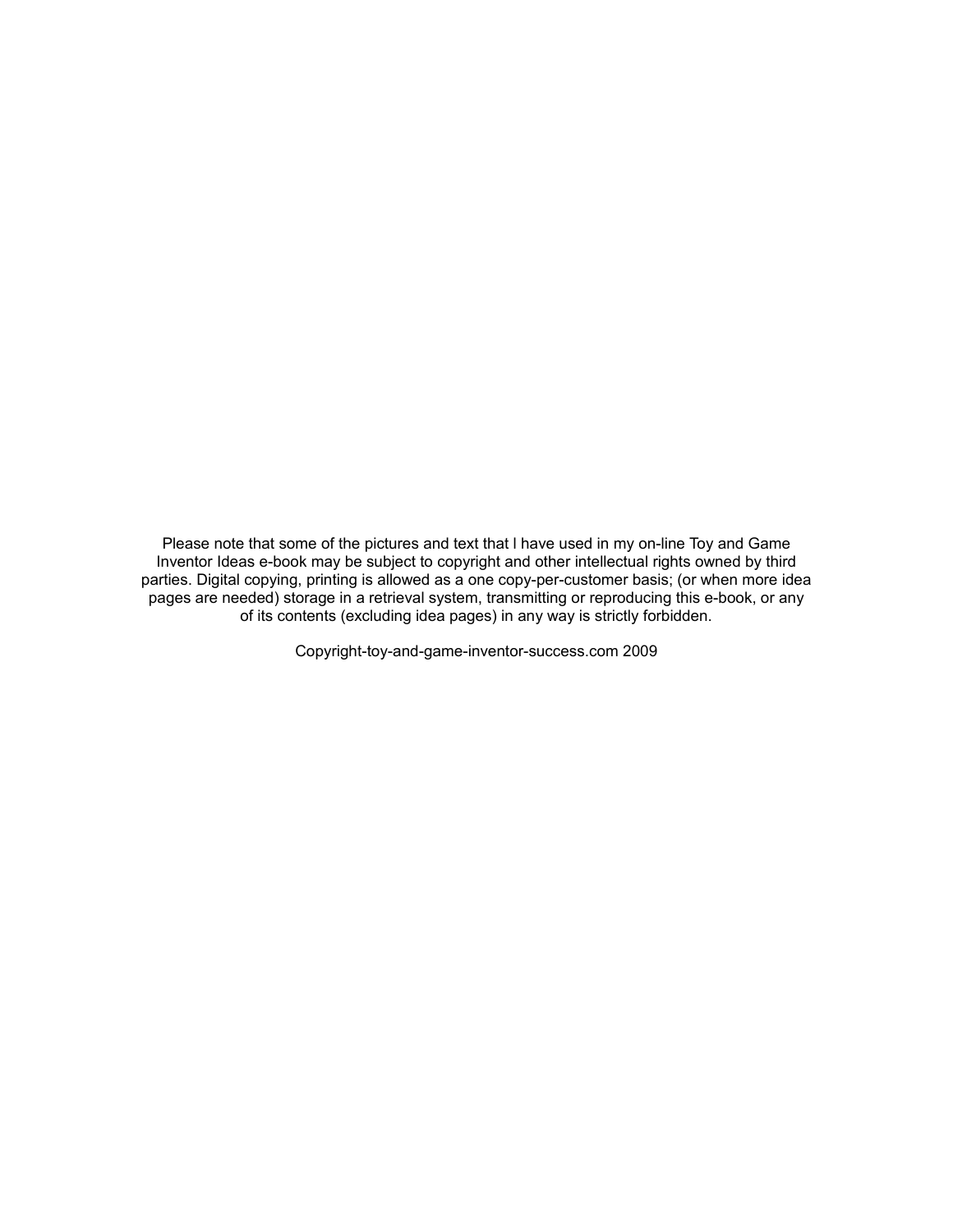Please note that some of the pictures and text that I have used in my on-line Toy and Game Inventor Ideas e-book may be subject to copyright and other intellectual rights owned by third parties. Digital copying, printing is allowed as a one copy-per-customer basis; (or when more idea pages are needed) storage in a retrieval system, transmitting or reproducing this e-book, or any of its contents (excluding idea pages) in any way is strictly forbidden.

Copyright-toy-and-game-inventor-success.com 2009